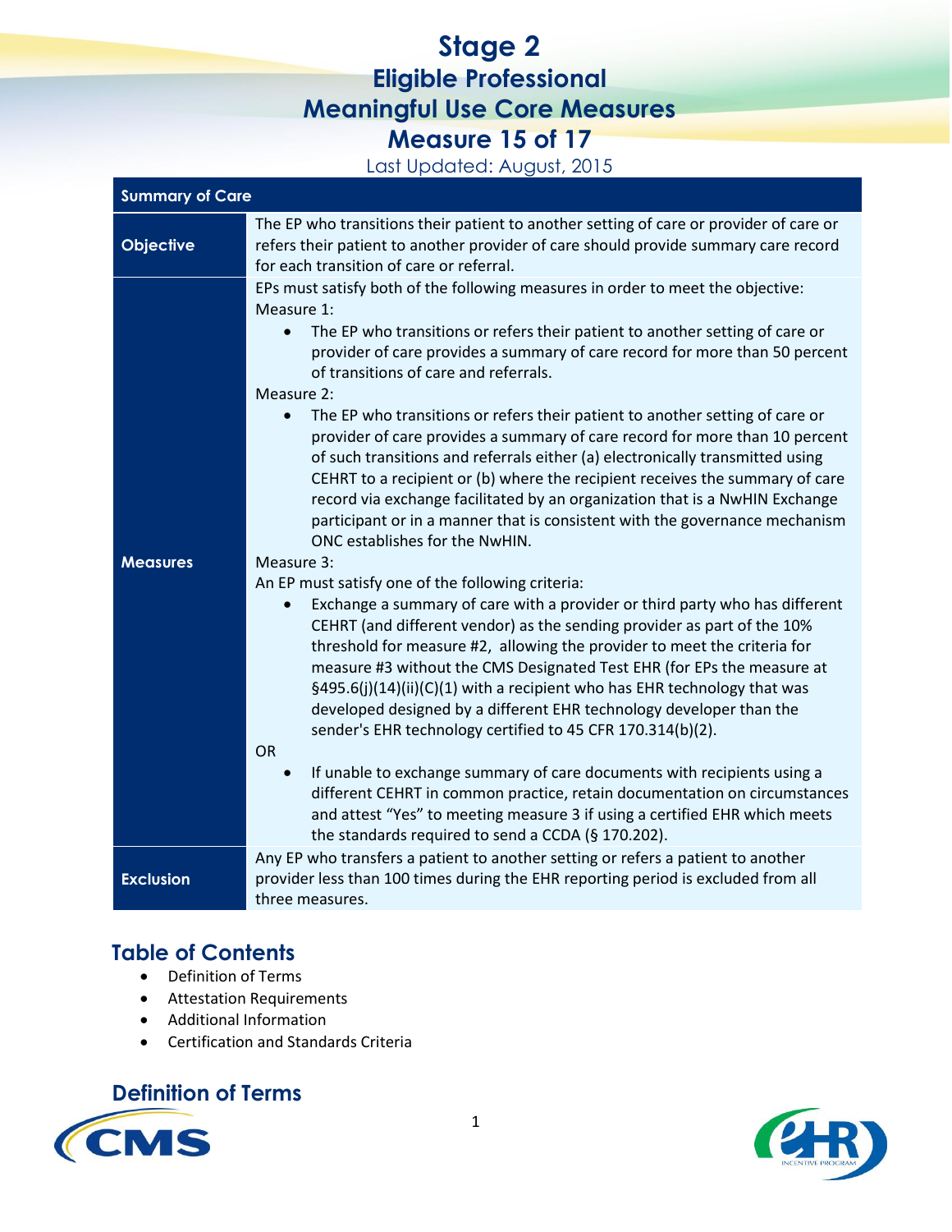# Stage 2
## Eligible Professional
## Meaningful Use Core Measures
## Measure 15 of 17

Last Updated: August, 2015

| Summary of Care | |
|---|---|
| **Objective** | The EP who transitions their patient to another setting of care or provider of care or refers their patient to another provider of care should provide summary care record for each transition of care or referral. |
| **Measures** | EPs must satisfy both of the following measures in order to meet the objective:<br>Measure 1:<br>• The EP who transitions or refers their patient to another setting of care or provider of care provides a summary of care record for more than 50 percent of transitions of care and referrals.<br>Measure 2:<br>• The EP who transitions or refers their patient to another setting of care or provider of care provides a summary of care record for more than 10 percent of such transitions and referrals either (a) electronically transmitted using CEHRT to a recipient or (b) where the recipient receives the summary of care record via exchange facilitated by an organization that is a NwHIN Exchange participant or in a manner that is consistent with the governance mechanism ONC establishes for the NwHIN.<br>Measure 3:<br>An EP must satisfy one of the following criteria:<br>• Exchange a summary of care with a provider or third party who has different CEHRT (and different vendor) as the sending provider as part of the 10% threshold for measure #2, allowing the provider to meet the criteria for measure #3 without the CMS Designated Test EHR (for EPs the measure at §495.6(j)(14)(ii)(C)(1) with a recipient who has EHR technology that was developed designed by a different EHR technology developer than the sender's EHR technology certified to 45 CFR 170.314(b)(2).<br>OR<br>• If unable to exchange summary of care documents with recipients using a different CEHRT in common practice, retain documentation on circumstances and attest "Yes" to meeting measure 3 if using a certified EHR which meets the standards required to send a CCDA (§ 170.202). |
| **Exclusion** | Any EP who transfers a patient to another setting or refers a patient to another provider less than 100 times during the EHR reporting period is excluded from all three measures. |

## Table of Contents

- Definition of Terms
- Attestation Requirements
- Additional Information
- Certification and Standards Criteria

## Definition of Terms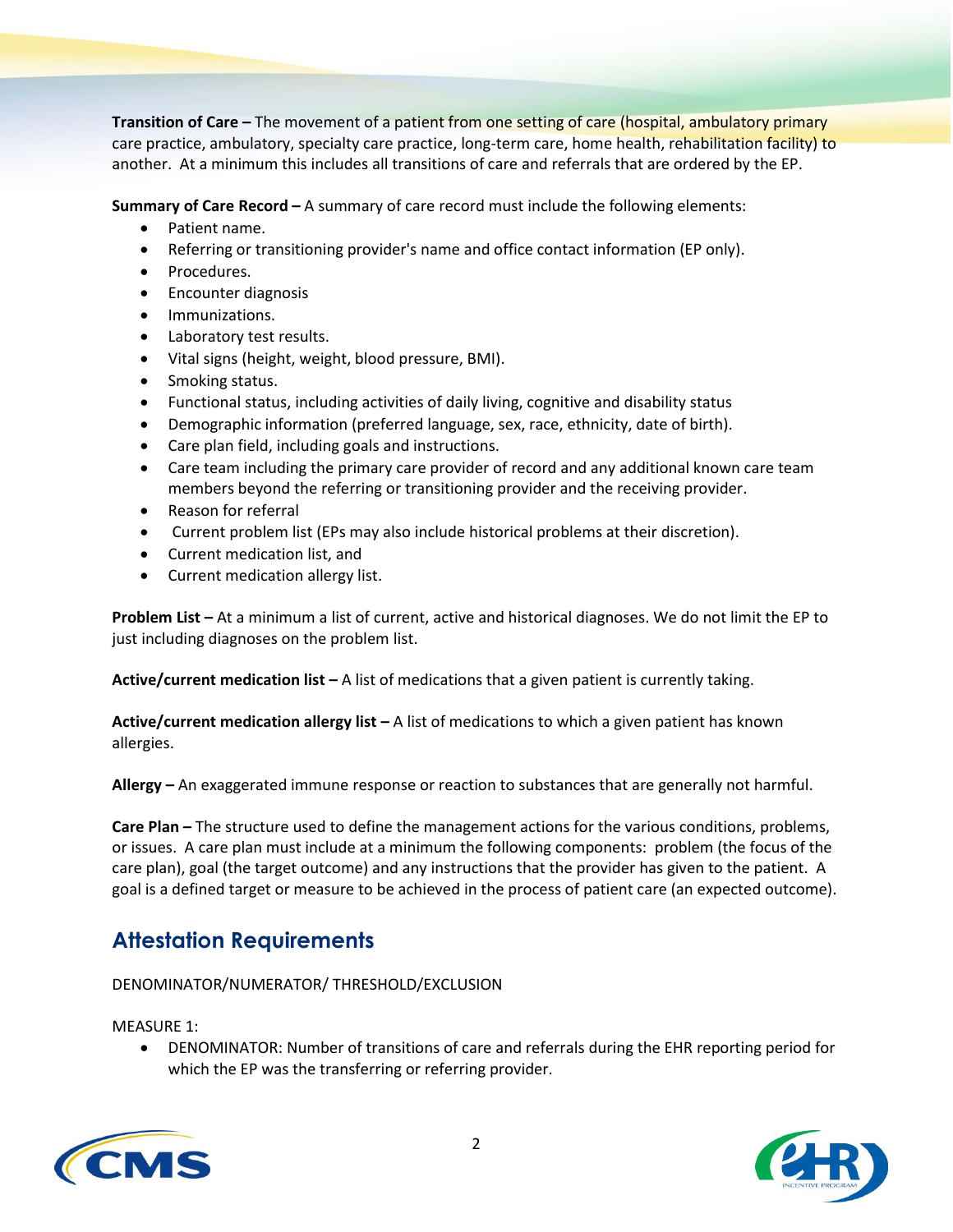**Transition of Care –** The movement of a patient from one setting of care (hospital, ambulatory primary care practice, ambulatory, specialty care practice, long-term care, home health, rehabilitation facility) to another. At a minimum this includes all transitions of care and referrals that are ordered by the EP.

**Summary of Care Record –** A summary of care record must include the following elements:

- Patient name.
- Referring or transitioning provider's name and office contact information (EP only).
- Procedures.
- Encounter diagnosis
- Immunizations.
- Laboratory test results.
- Vital signs (height, weight, blood pressure, BMI).
- Smoking status.
- Functional status, including activities of daily living, cognitive and disability status
- Demographic information (preferred language, sex, race, ethnicity, date of birth).
- Care plan field, including goals and instructions.
- Care team including the primary care provider of record and any additional known care team members beyond the referring or transitioning provider and the receiving provider.
- Reason for referral
- Current problem list (EPs may also include historical problems at their discretion).
- Current medication list, and
- Current medication allergy list.

**Problem List –** At a minimum a list of current, active and historical diagnoses. We do not limit the EP to just including diagnoses on the problem list.

**Active/current medication list –** A list of medications that a given patient is currently taking.

**Active/current medication allergy list –** A list of medications to which a given patient has known allergies.

**Allergy –** An exaggerated immune response or reaction to substances that are generally not harmful.

**Care Plan –** The structure used to define the management actions for the various conditions, problems, or issues. A care plan must include at a minimum the following components: problem (the focus of the care plan), goal (the target outcome) and any instructions that the provider has given to the patient. A goal is a defined target or measure to be achieved in the process of patient care (an expected outcome).

## Attestation Requirements

DENOMINATOR/NUMERATOR/ THRESHOLD/EXCLUSION

MEASURE 1:

- DENOMINATOR: Number of transitions of care and referrals during the EHR reporting period for which the EP was the transferring or referring provider.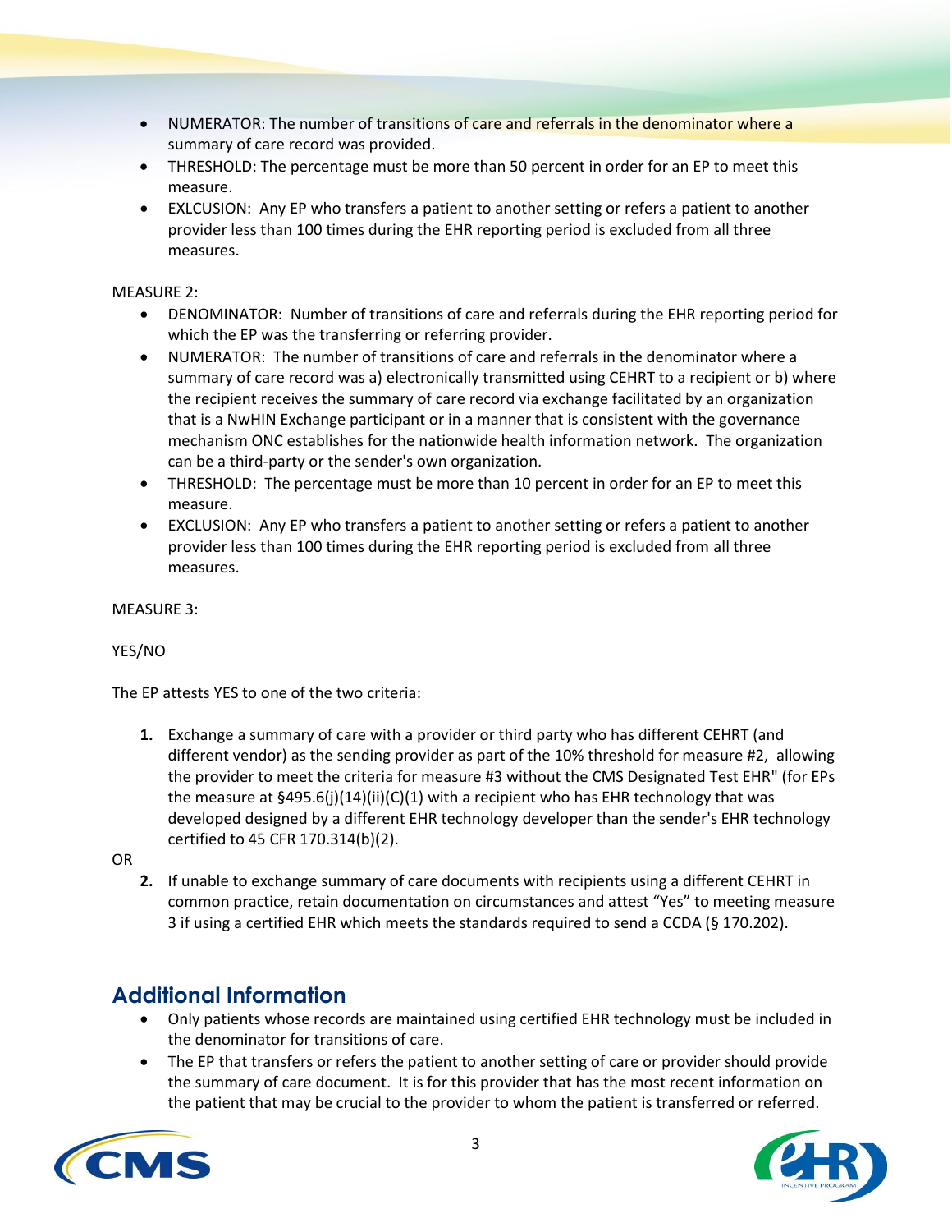- NUMERATOR: The number of transitions of care and referrals in the denominator where a summary of care record was provided.
- THRESHOLD: The percentage must be more than 50 percent in order for an EP to meet this measure.
- EXLCUSION: Any EP who transfers a patient to another setting or refers a patient to another provider less than 100 times during the EHR reporting period is excluded from all three measures.

MEASURE 2:

- DENOMINATOR: Number of transitions of care and referrals during the EHR reporting period for which the EP was the transferring or referring provider.
- NUMERATOR: The number of transitions of care and referrals in the denominator where a summary of care record was a) electronically transmitted using CEHRT to a recipient or b) where the recipient receives the summary of care record via exchange facilitated by an organization that is a NwHIN Exchange participant or in a manner that is consistent with the governance mechanism ONC establishes for the nationwide health information network. The organization can be a third-party or the sender's own organization.
- THRESHOLD: The percentage must be more than 10 percent in order for an EP to meet this measure.
- EXCLUSION: Any EP who transfers a patient to another setting or refers a patient to another provider less than 100 times during the EHR reporting period is excluded from all three measures.

MEASURE 3:

YES/NO

The EP attests YES to one of the two criteria:

1. Exchange a summary of care with a provider or third party who has different CEHRT (and different vendor) as the sending provider as part of the 10% threshold for measure #2, allowing the provider to meet the criteria for measure #3 without the CMS Designated Test EHR" (for EPs the measure at §495.6(j)(14)(ii)(C)(1) with a recipient who has EHR technology that was developed designed by a different EHR technology developer than the sender's EHR technology certified to 45 CFR 170.314(b)(2).

OR

2. If unable to exchange summary of care documents with recipients using a different CEHRT in common practice, retain documentation on circumstances and attest "Yes" to meeting measure 3 if using a certified EHR which meets the standards required to send a CCDA (§ 170.202).

## Additional Information

- Only patients whose records are maintained using certified EHR technology must be included in the denominator for transitions of care.
- The EP that transfers or refers the patient to another setting of care or provider should provide the summary of care document. It is for this provider that has the most recent information on the patient that may be crucial to the provider to whom the patient is transferred or referred.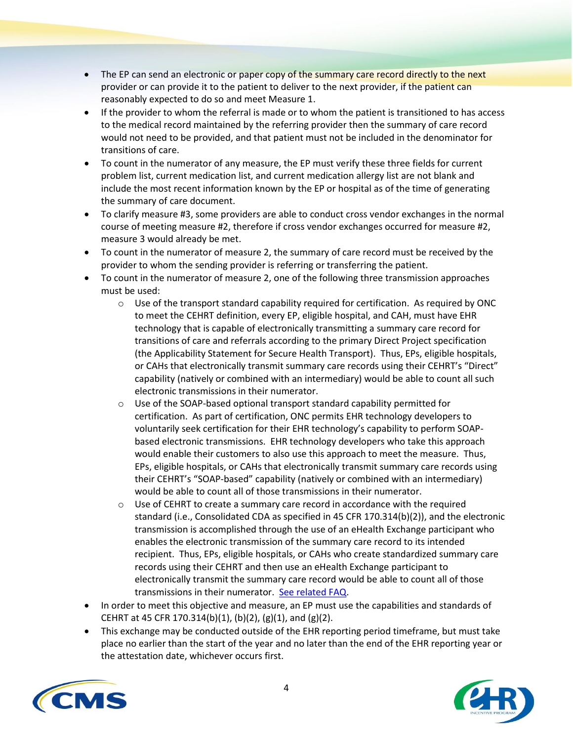- The EP can send an electronic or paper copy of the summary care record directly to the next provider or can provide it to the patient to deliver to the next provider, if the patient can reasonably expected to do so and meet Measure 1.
- If the provider to whom the referral is made or to whom the patient is transitioned to has access to the medical record maintained by the referring provider then the summary of care record would not need to be provided, and that patient must not be included in the denominator for transitions of care.
- To count in the numerator of any measure, the EP must verify these three fields for current problem list, current medication list, and current medication allergy list are not blank and include the most recent information known by the EP or hospital as of the time of generating the summary of care document.
- To clarify measure #3, some providers are able to conduct cross vendor exchanges in the normal course of meeting measure #2, therefore if cross vendor exchanges occurred for measure #2, measure 3 would already be met.
- To count in the numerator of measure 2, the summary of care record must be received by the provider to whom the sending provider is referring or transferring the patient.
- To count in the numerator of measure 2, one of the following three transmission approaches must be used:
  - Use of the transport standard capability required for certification. As required by ONC to meet the CEHRT definition, every EP, eligible hospital, and CAH, must have EHR technology that is capable of electronically transmitting a summary care record for transitions of care and referrals according to the primary Direct Project specification (the Applicability Statement for Secure Health Transport). Thus, EPs, eligible hospitals, or CAHs that electronically transmit summary care records using their CEHRT's "Direct" capability (natively or combined with an intermediary) would be able to count all such electronic transmissions in their numerator.
  - Use of the SOAP-based optional transport standard capability permitted for certification. As part of certification, ONC permits EHR technology developers to voluntarily seek certification for their EHR technology's capability to perform SOAP-based electronic transmissions. EHR technology developers who take this approach would enable their customers to also use this approach to meet the measure. Thus, EPs, eligible hospitals, or CAHs that electronically transmit summary care records using their CEHRT's "SOAP-based" capability (natively or combined with an intermediary) would be able to count all of those transmissions in their numerator.
  - Use of CEHRT to create a summary care record in accordance with the required standard (i.e., Consolidated CDA as specified in 45 CFR 170.314(b)(2)), and the electronic transmission is accomplished through the use of an eHealth Exchange participant who enables the electronic transmission of the summary care record to its intended recipient. Thus, EPs, eligible hospitals, or CAHs who create standardized summary care records using their CEHRT and then use an eHealth Exchange participant to electronically transmit the summary care record would be able to count all of those transmissions in their numerator. See related FAQ.
- In order to meet this objective and measure, an EP must use the capabilities and standards of CEHRT at 45 CFR 170.314(b)(1), (b)(2), (g)(1), and (g)(2).
- This exchange may be conducted outside of the EHR reporting period timeframe, but must take place no earlier than the start of the year and no later than the end of the EHR reporting year or the attestation date, whichever occurs first.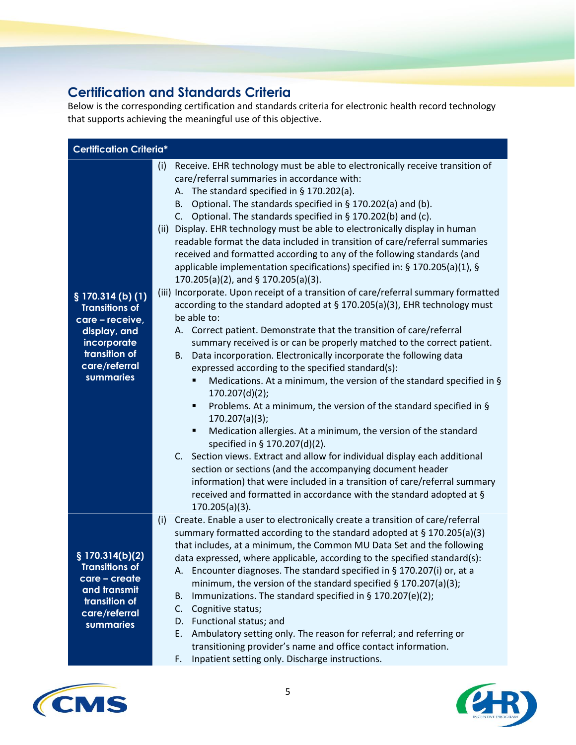## Certification and Standards Criteria

Below is the corresponding certification and standards criteria for electronic health record technology that supports achieving the meaningful use of this objective.

| Certification Criteria* | |
|---|---|
| **§ 170.314 (b) (1) Transitions of care – receive, display, and incorporate transition of care/referral summaries** | (i) Receive. EHR technology must be able to electronically receive transition of care/referral summaries in accordance with:<br>A. The standard specified in § 170.202(a).<br>B. Optional. The standards specified in § 170.202(a) and (b).<br>C. Optional. The standards specified in § 170.202(b) and (c).<br>(ii) Display. EHR technology must be able to electronically display in human readable format the data included in transition of care/referral summaries received and formatted according to any of the following standards (and applicable implementation specifications) specified in: § 170.205(a)(1), § 170.205(a)(2), and § 170.205(a)(3).<br>(iii) Incorporate. Upon receipt of a transition of care/referral summary formatted according to the standard adopted at § 170.205(a)(3), EHR technology must be able to:<br>A. Correct patient. Demonstrate that the transition of care/referral summary received is or can be properly matched to the correct patient.<br>B. Data incorporation. Electronically incorporate the following data expressed according to the specified standard(s):<br>▪ Medications. At a minimum, the version of the standard specified in § 170.207(d)(2);<br>▪ Problems. At a minimum, the version of the standard specified in § 170.207(a)(3);<br>▪ Medication allergies. At a minimum, the version of the standard specified in § 170.207(d)(2).<br>C. Section views. Extract and allow for individual display each additional section or sections (and the accompanying document header information) that were included in a transition of care/referral summary received and formatted in accordance with the standard adopted at § 170.205(a)(3). |
| **§ 170.314(b)(2) Transitions of care – create and transmit transition of care/referral summaries** | (i) Create. Enable a user to electronically create a transition of care/referral summary formatted according to the standard adopted at § 170.205(a)(3) that includes, at a minimum, the Common MU Data Set and the following data expressed, where applicable, according to the specified standard(s):<br>A. Encounter diagnoses. The standard specified in § 170.207(i) or, at a minimum, the version of the standard specified § 170.207(a)(3);<br>B. Immunizations. The standard specified in § 170.207(e)(2);<br>C. Cognitive status;<br>D. Functional status; and<br>E. Ambulatory setting only. The reason for referral; and referring or transitioning provider's name and office contact information.<br>F. Inpatient setting only. Discharge instructions. |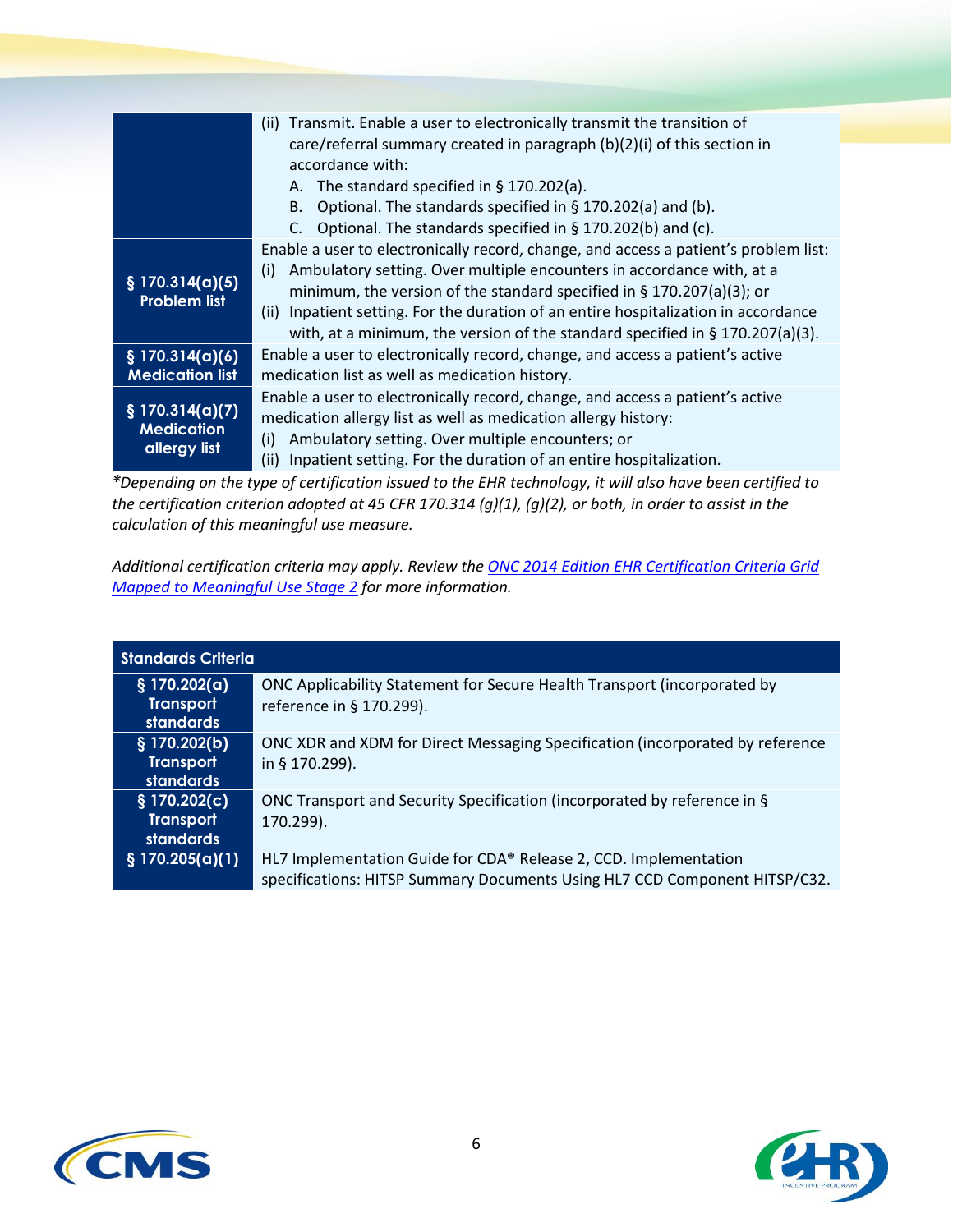| | |
|---|---|
| | (ii) Transmit. Enable a user to electronically transmit the transition of care/referral summary created in paragraph (b)(2)(i) of this section in accordance with:<br>A. The standard specified in § 170.202(a).<br>B. Optional. The standards specified in § 170.202(a) and (b).<br>C. Optional. The standards specified in § 170.202(b) and (c). |
| **§ 170.314(a)(5) Problem list** | Enable a user to electronically record, change, and access a patient's problem list:<br>(i) Ambulatory setting. Over multiple encounters in accordance with, at a minimum, the version of the standard specified in § 170.207(a)(3); or<br>(ii) Inpatient setting. For the duration of an entire hospitalization in accordance with, at a minimum, the version of the standard specified in § 170.207(a)(3). |
| **§ 170.314(a)(6) Medication list** | Enable a user to electronically record, change, and access a patient's active medication list as well as medication history. |
| **§ 170.314(a)(7) Medication allergy list** | Enable a user to electronically record, change, and access a patient's active medication allergy list as well as medication allergy history:<br>(i) Ambulatory setting. Over multiple encounters; or<br>(ii) Inpatient setting. For the duration of an entire hospitalization. |

*\*Depending on the type of certification issued to the EHR technology, it will also have been certified to the certification criterion adopted at 45 CFR 170.314 (g)(1), (g)(2), or both, in order to assist in the calculation of this meaningful use measure.*

*Additional certification criteria may apply. Review the [ONC 2014 Edition EHR Certification Criteria Grid Mapped to Meaningful Use Stage 2]() for more information.*

| Standards Criteria | |
|---|---|
| **§ 170.202(a) Transport standards** | ONC Applicability Statement for Secure Health Transport (incorporated by reference in § 170.299). |
| **§ 170.202(b) Transport standards** | ONC XDR and XDM for Direct Messaging Specification (incorporated by reference in § 170.299). |
| **§ 170.202(c) Transport standards** | ONC Transport and Security Specification (incorporated by reference in § 170.299). |
| **§ 170.205(a)(1)** | HL7 Implementation Guide for CDA® Release 2, CCD. Implementation specifications: HITSP Summary Documents Using HL7 CCD Component HITSP/C32. |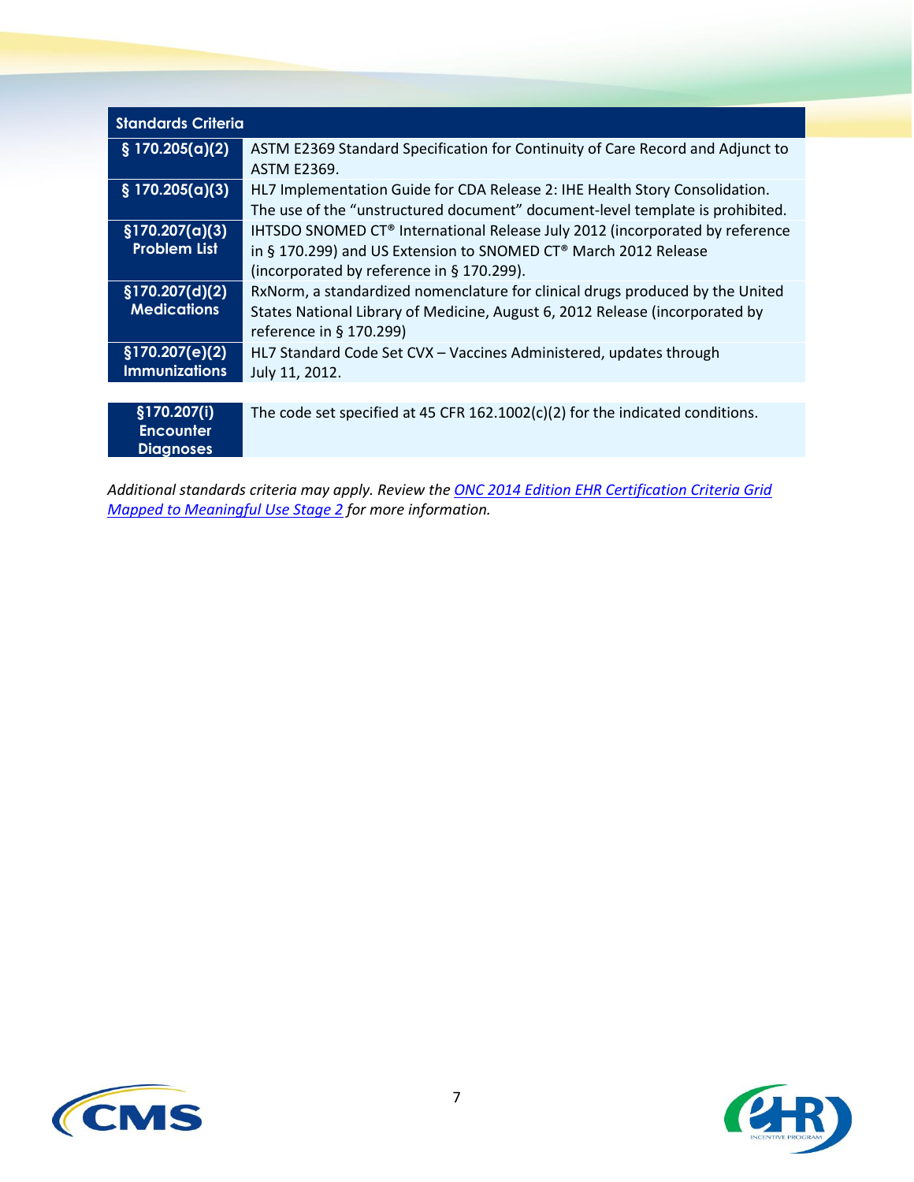| Standards Criteria | |
|---|---|
| **§ 170.205(a)(2)** | ASTM E2369 Standard Specification for Continuity of Care Record and Adjunct to ASTM E2369. |
| **§ 170.205(a)(3)** | HL7 Implementation Guide for CDA Release 2: IHE Health Story Consolidation. The use of the "unstructured document" document-level template is prohibited. |
| **§170.207(a)(3) Problem List** | IHTSDO SNOMED CT® International Release July 2012 (incorporated by reference in § 170.299) and US Extension to SNOMED CT® March 2012 Release (incorporated by reference in § 170.299). |
| **§170.207(d)(2) Medications** | RxNorm, a standardized nomenclature for clinical drugs produced by the United States National Library of Medicine, August 6, 2012 Release (incorporated by reference in § 170.299) |
| **§170.207(e)(2) Immunizations** | HL7 Standard Code Set CVX – Vaccines Administered, updates through July 11, 2012. |
| **§170.207(i) Encounter Diagnoses** | The code set specified at 45 CFR 162.1002(c)(2) for the indicated conditions. |

*Additional standards criteria may apply. Review the ONC 2014 Edition EHR Certification Criteria Grid Mapped to Meaningful Use Stage 2 for more information.*